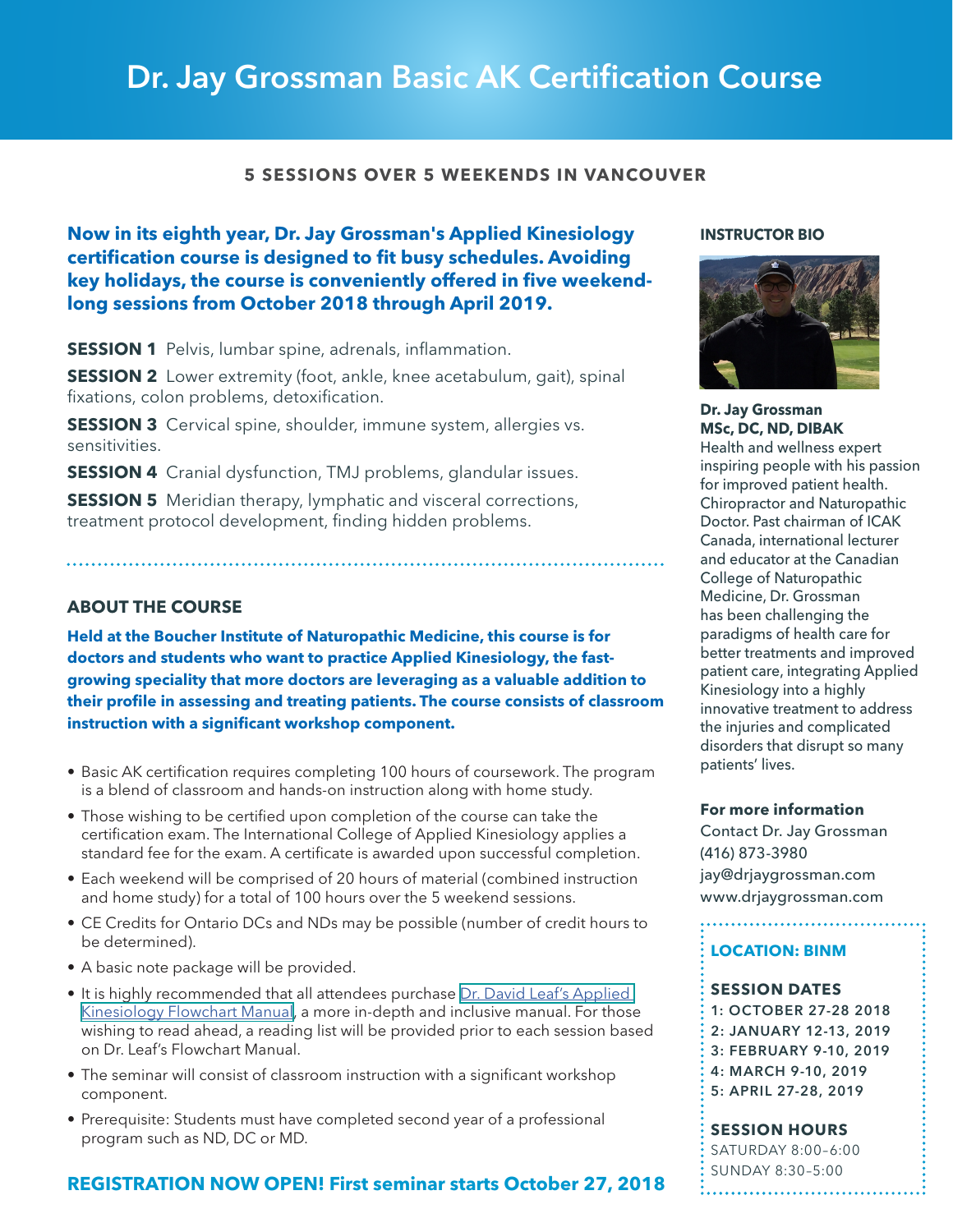# Dr. Jay Grossman Basic AK Certification Course

**5 SESSIONS OVER 5 WEEKENDS IN VANCOUVER**

**Now in its eighth year, Dr. Jay Grossman's Applied Kinesiology certification course is designed to fit busy schedules. Avoiding key holidays, the course is conveniently offered in five weekend-long sessions from October 2018 through April 2019.**

**SESSION 1** Pelvis, lumbar spine, adrenals, inflammation.

**SESSION 2** Lower extremity (foot, ankle, knee acetabulum, gait), spinal fixations, colon problems, detoxification.

**SESSION 3** Cervical spine, shoulder, immune system, allergies vs. sensitivities.

**SESSION 4** Cranial dysfunction, TMJ problems, glandular issues.

**SESSION 5** Meridian therapy, lymphatic and visceral corrections, treatment protocol development, finding hidden problems.

## ABOUT THE COURSE

**Held at the Boucher Institute of Naturopathic Medicine, this course is for doctors and students who want to practice Applied Kinesiology, the fast-growing speciality that more doctors are leveraging as a valuable addition to their profile in assessing and treating patients. The course consists of classroom instruction with a significant workshop component.**

- Basic AK certification requires completing 100 hours of coursework. The program is a blend of classroom and hands-on instruction along with home study.
- Those wishing to be certified upon completion of the course can take the certification exam. The International College of Applied Kinesiology applies a standard fee for the exam. A certificate is awarded upon successful completion.
- Each weekend will be comprised of 20 hours of material (combined instruction and home study) for a total of 100 hours over the 5 weekend sessions.
- CE Credits for Ontario DCs and NDs may be possible (number of credit hours to be determined).
- A basic note package will be provided.
- It is highly recommended that all attendees purchase Dr. David Leaf's Applied Kinesiology Flowchart Manual, a more in-depth and inclusive manual. For those wishing to read ahead, a reading list will be provided prior to each session based on Dr. Leaf's Flowchart Manual.
- The seminar will consist of classroom instruction with a significant workshop component.
- Prerequisite: Students must have completed second year of a professional program such as ND, DC or MD.

**REGISTRATION NOW OPEN! First seminar starts October 27, 2018**

## INSTRUCTOR BIO

**Dr. Jay Grossman**
**MSc, DC, ND, DIBAK**

Health and wellness expert inspiring people with his passion for improved patient health. Chiropractor and Naturopathic Doctor. Past chairman of ICAK Canada, international lecturer and educator at the Canadian College of Naturopathic Medicine, Dr. Grossman has been challenging the paradigms of health care for better treatments and improved patient care, integrating Applied Kinesiology into a highly innovative treatment to address the injuries and complicated disorders that disrupt so many patients' lives.

**For more information**

Contact Dr. Jay Grossman
(416) 873-3980
jay@drjaygrossman.com
www.drjaygrossman.com

**LOCATION: BINM**

**SESSION DATES**

1: OCTOBER 27-28 2018
2: JANUARY 12-13, 2019
3: FEBRUARY 9-10, 2019
4: MARCH 9-10, 2019
5: APRIL 27-28, 2019

**SESSION HOURS**

SATURDAY 8:00–6:00
SUNDAY 8:30–5:00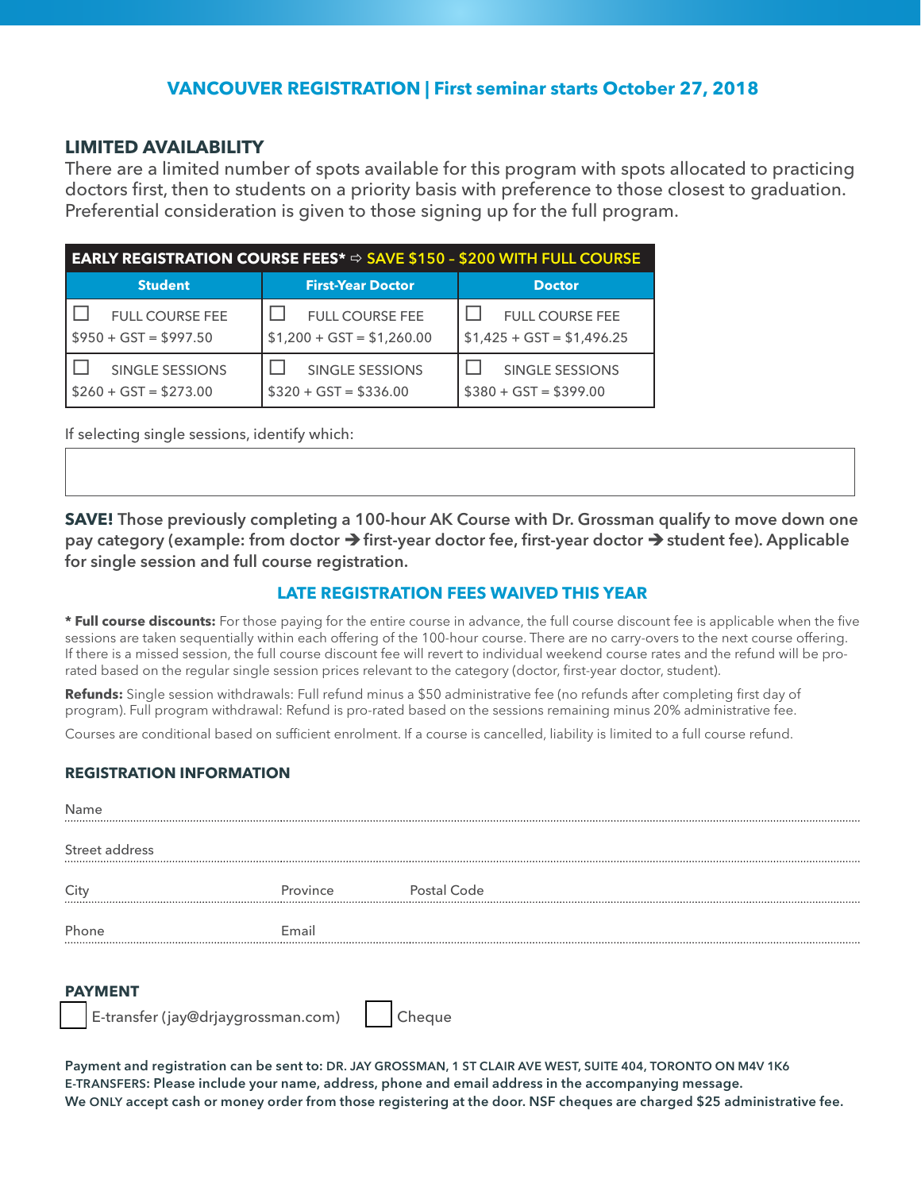## VANCOUVER REGISTRATION | First seminar starts October 27, 2018

### LIMITED AVAILABILITY

There are a limited number of spots available for this program with spots allocated to practicing doctors first, then to students on a priority basis with preference to those closest to graduation. Preferential consideration is given to those signing up for the full program.

| EARLY REGISTRATION COURSE FEES* ⇨ SAVE $150 – $200 WITH FULL COURSE | | |
|---|---|---|
| **Student** | **First-Year Doctor** | **Doctor** |
| ☐ FULL COURSE FEE $950 + GST = $997.50 | ☐ FULL COURSE FEE $1,200 + GST = $1,260.00 | ☐ FULL COURSE FEE $1,425 + GST = $1,496.25 |
| ☐ SINGLE SESSIONS $260 + GST = $273.00 | ☐ SINGLE SESSIONS $320 + GST = $336.00 | ☐ SINGLE SESSIONS $380 + GST = $399.00 |

If selecting single sessions, identify which:

**SAVE!** Those previously completing a 100-hour AK Course with Dr. Grossman qualify to move down one pay category (example: from doctor ➔ first-year doctor fee, first-year doctor ➔ student fee). Applicable for single session and full course registration.

**LATE REGISTRATION FEES WAIVED THIS YEAR**

**\* Full course discounts:** For those paying for the entire course in advance, the full course discount fee is applicable when the five sessions are taken sequentially within each offering of the 100-hour course. There are no carry-overs to the next course offering. If there is a missed session, the full course discount fee will revert to individual weekend course rates and the refund will be pro-rated based on the regular single session prices relevant to the category (doctor, first-year doctor, student).

**Refunds:** Single session withdrawals: Full refund minus a $50 administrative fee (no refunds after completing first day of program). Full program withdrawal: Refund is pro-rated based on the sessions remaining minus 20% administrative fee.

Courses are conditional based on sufficient enrolment. If a course is cancelled, liability is limited to a full course refund.

### REGISTRATION INFORMATION

Name

Street address

City Province Postal Code

Phone Email

### PAYMENT

☐ E-transfer (jay@drjaygrossman.com) ☐ Cheque

**Payment and registration can be sent to: DR. JAY GROSSMAN, 1 ST CLAIR AVE WEST, SUITE 404, TORONTO ON M4V 1K6**
**E-TRANSFERS: Please include your name, address, phone and email address in the accompanying message.**
**We ONLY accept cash or money order from those registering at the door. NSF cheques are charged $25 administrative fee.**